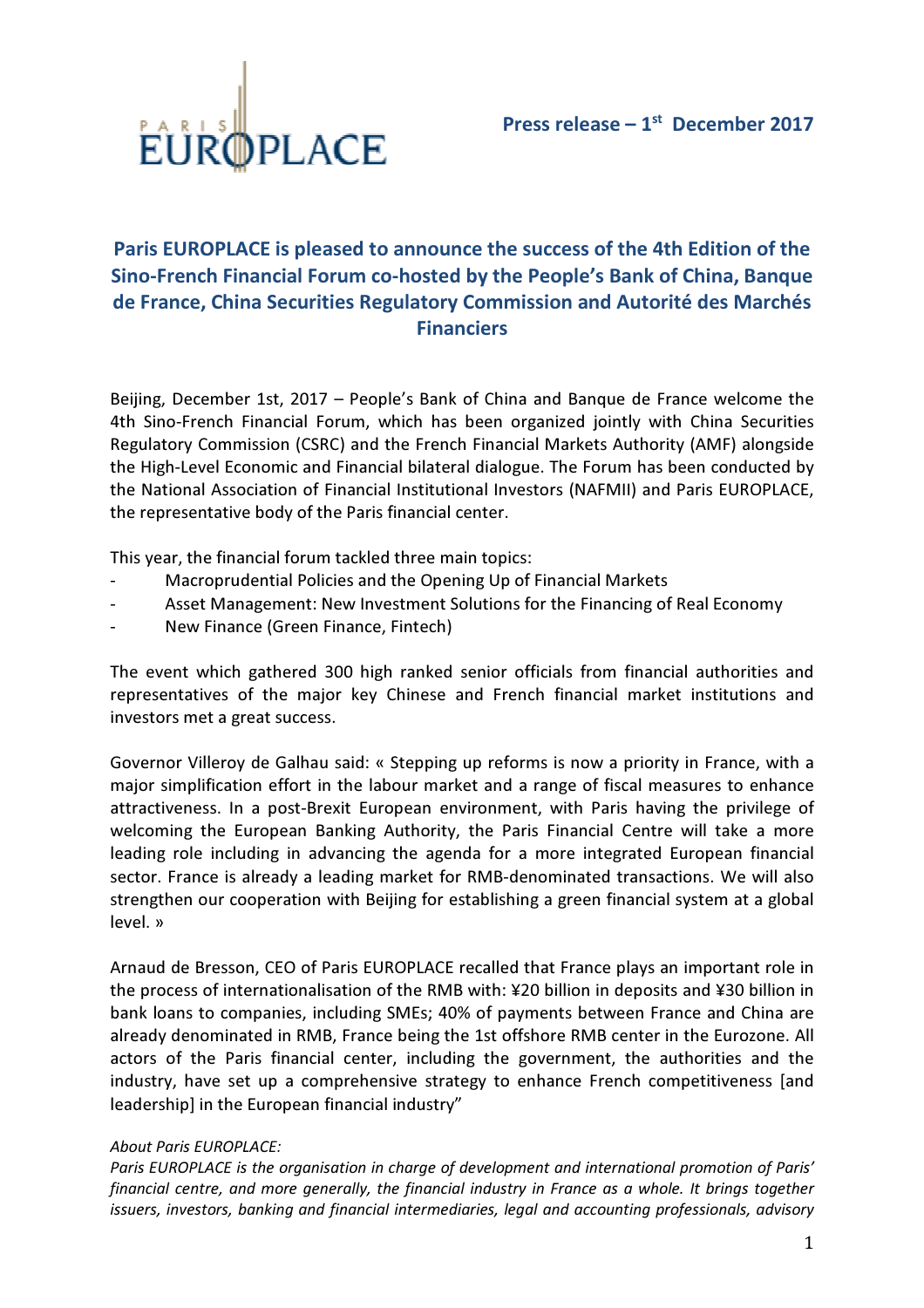Press release – 1st December 2017

# Paris EUROPLACE is pleased to announce the success of the 4th Edition of the Sino-French Financial Forum co-hosted by the People's Bank of China, Banque de France, China Securities Regulatory Commission and Autorité des Marchés Financiers

Beijing, December 1st, 2017 – People's Bank of China and Banque de France welcome the 4th Sino-French Financial Forum, which has been organized jointly with China Securities Regulatory Commission (CSRC) and the French Financial Markets Authority (AMF) alongside the High-Level Economic and Financial bilateral dialogue. The Forum has been conducted by the National Association of Financial Institutional Investors (NAFMII) and Paris EUROPLACE, the representative body of the Paris financial center.

This year, the financial forum tackled three main topics:

- Macroprudential Policies and the Opening Up of Financial Markets
- Asset Management: New Investment Solutions for the Financing of Real Economy
- New Finance (Green Finance, Fintech)

The event which gathered 300 high ranked senior officials from financial authorities and representatives of the major key Chinese and French financial market institutions and investors met a great success.

Governor Villeroy de Galhau said: « Stepping up reforms is now a priority in France, with a major simplification effort in the labour market and a range of fiscal measures to enhance attractiveness. In a post-Brexit European environment, with Paris having the privilege of welcoming the European Banking Authority, the Paris Financial Centre will take a more leading role including in advancing the agenda for a more integrated European financial sector. France is already a leading market for RMB-denominated transactions. We will also strengthen our cooperation with Beijing for establishing a green financial system at a global level. »

Arnaud de Bresson, CEO of Paris EUROPLACE recalled that France plays an important role in the process of internationalisation of the RMB with: ¥20 billion in deposits and ¥30 billion in bank loans to companies, including SMEs; 40% of payments between France and China are already denominated in RMB, France being the 1st offshore RMB center in the Eurozone. All actors of the Paris financial center, including the government, the authorities and the industry, have set up a comprehensive strategy to enhance French competitiveness [and leadership] in the European financial industry"

*About Paris EUROPLACE:*

*Paris EUROPLACE is the organisation in charge of development and international promotion of Paris' financial centre, and more generally, the financial industry in France as a whole. It brings together issuers, investors, banking and financial intermediaries, legal and accounting professionals, advisory*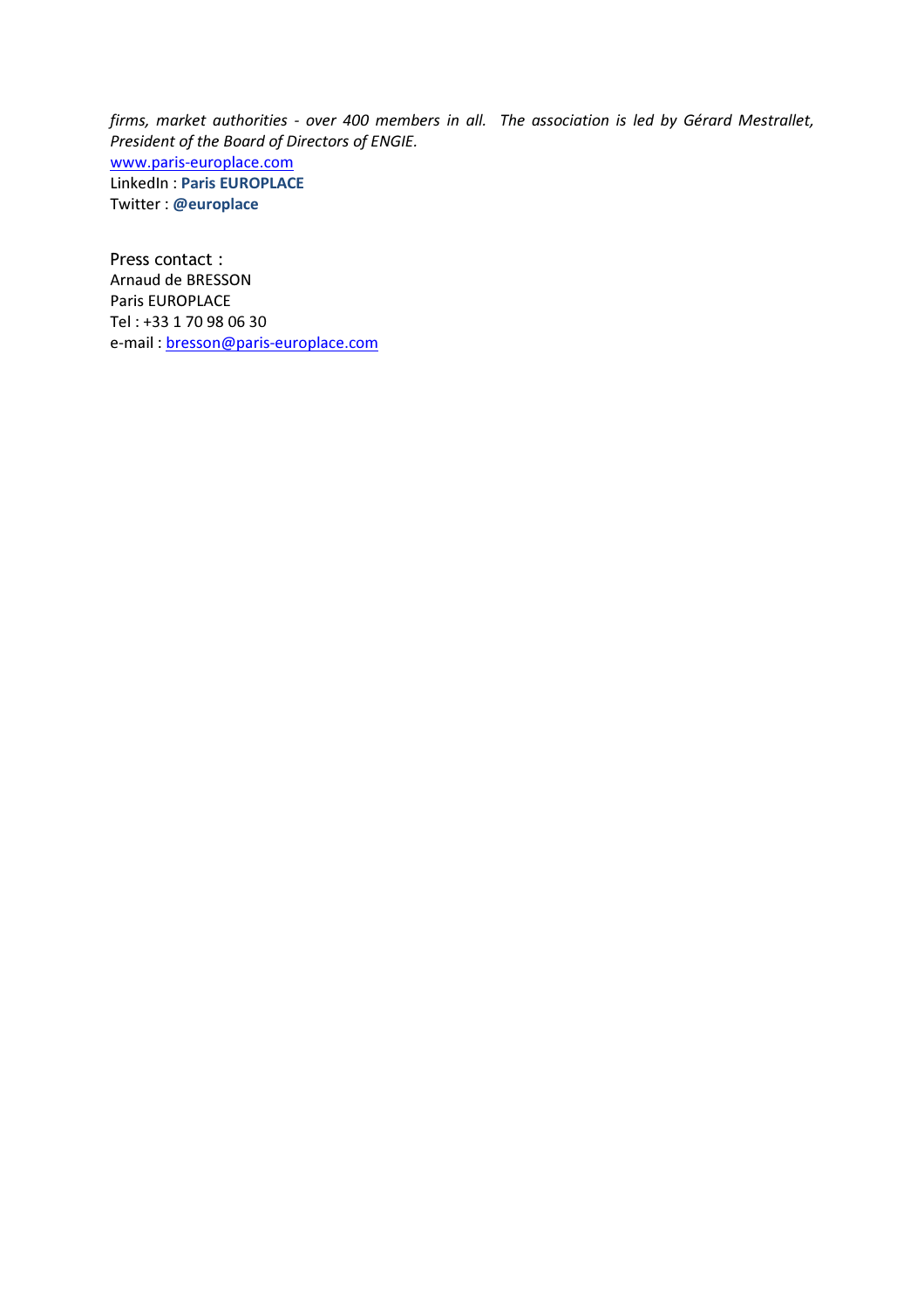*firms, market authorities - over 400 members in all. The association is led by Gérard Mestrallet, President of the Board of Directors of ENGIE.*
www.paris-europlace.com
LinkedIn : **Paris EUROPLACE**
Twitter : **@europlace**

Press contact :
Arnaud de BRESSON
Paris EUROPLACE
Tel : +33 1 70 98 06 30
e-mail : bresson@paris-europlace.com